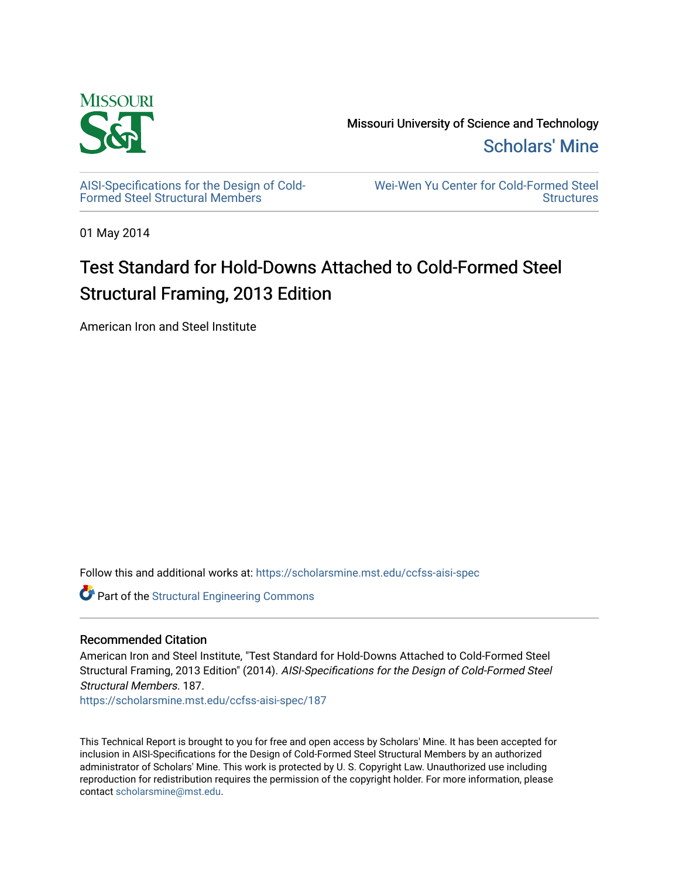Missouri University of Science and Technology

Scholars' Mine

AISI-Specifications for the Design of Cold-Formed Steel Structural Members

Wei-Wen Yu Center for Cold-Formed Steel Structures

01 May 2014

# Test Standard for Hold-Downs Attached to Cold-Formed Steel Structural Framing, 2013 Edition

American Iron and Steel Institute

Follow this and additional works at: https://scholarsmine.mst.edu/ccfss-aisi-spec

Part of the Structural Engineering Commons

## Recommended Citation

American Iron and Steel Institute, "Test Standard for Hold-Downs Attached to Cold-Formed Steel Structural Framing, 2013 Edition" (2014). *AISI-Specifications for the Design of Cold-Formed Steel Structural Members*. 187.
https://scholarsmine.mst.edu/ccfss-aisi-spec/187

This Technical Report is brought to you for free and open access by Scholars' Mine. It has been accepted for inclusion in AISI-Specifications for the Design of Cold-Formed Steel Structural Members by an authorized administrator of Scholars' Mine. This work is protected by U. S. Copyright Law. Unauthorized use including reproduction for redistribution requires the permission of the copyright holder. For more information, please contact scholarsmine@mst.edu.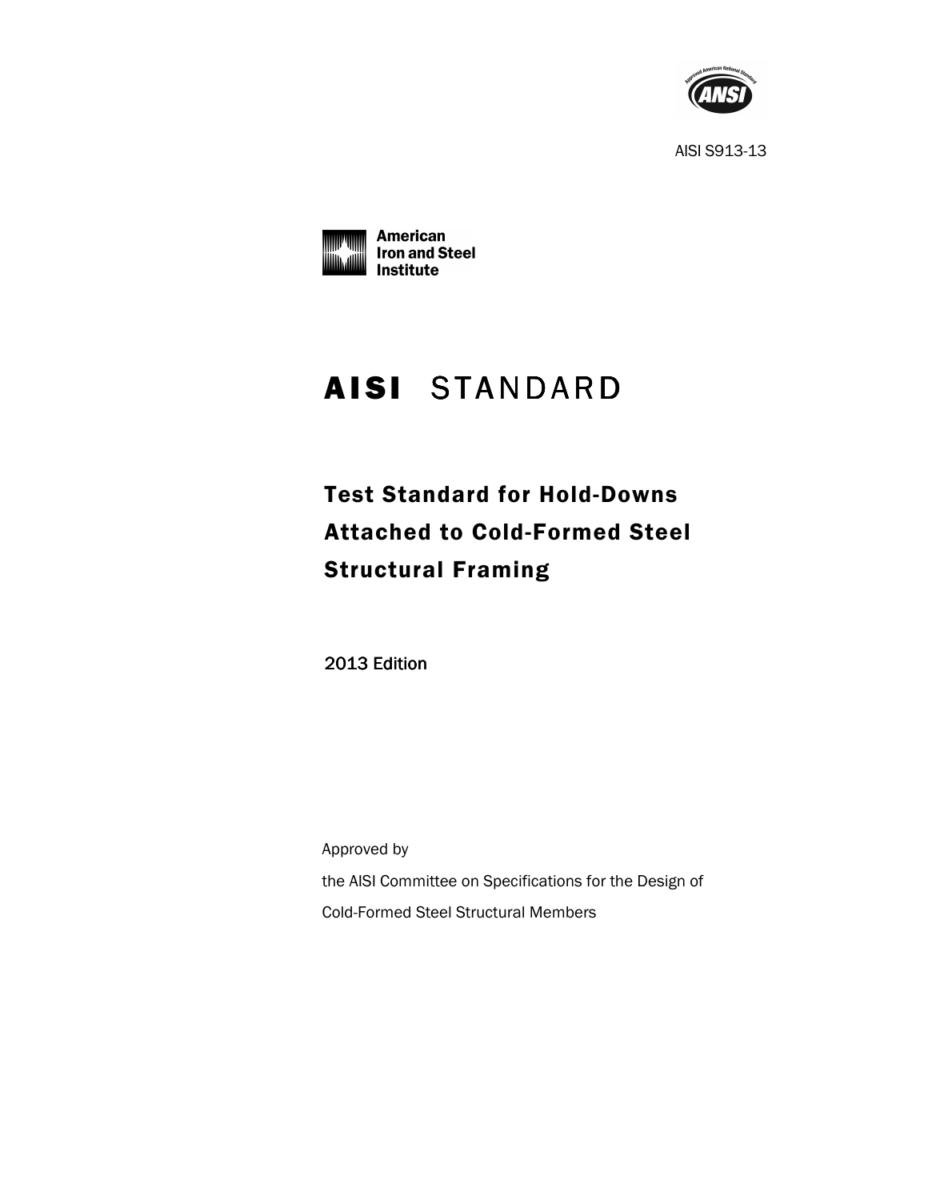AISI S913-13

American Iron and Steel Institute

# AISI STANDARD

## Test Standard for Hold-Downs Attached to Cold-Formed Steel Structural Framing

2013 Edition

Approved by

the AISI Committee on Specifications for the Design of Cold-Formed Steel Structural Members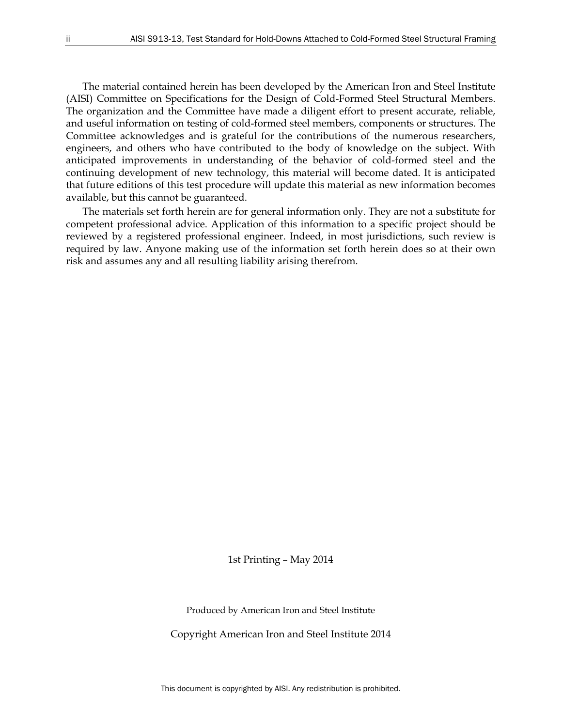The material contained herein has been developed by the American Iron and Steel Institute (AISI) Committee on Specifications for the Design of Cold-Formed Steel Structural Members. The organization and the Committee have made a diligent effort to present accurate, reliable, and useful information on testing of cold-formed steel members, components or structures. The Committee acknowledges and is grateful for the contributions of the numerous researchers, engineers, and others who have contributed to the body of knowledge on the subject. With anticipated improvements in understanding of the behavior of cold-formed steel and the continuing development of new technology, this material will become dated. It is anticipated that future editions of this test procedure will update this material as new information becomes available, but this cannot be guaranteed.

The materials set forth herein are for general information only. They are not a substitute for competent professional advice. Application of this information to a specific project should be reviewed by a registered professional engineer. Indeed, in most jurisdictions, such review is required by law. Anyone making use of the information set forth herein does so at their own risk and assumes any and all resulting liability arising therefrom.

1st Printing – May 2014

Produced by American Iron and Steel Institute

Copyright American Iron and Steel Institute 2014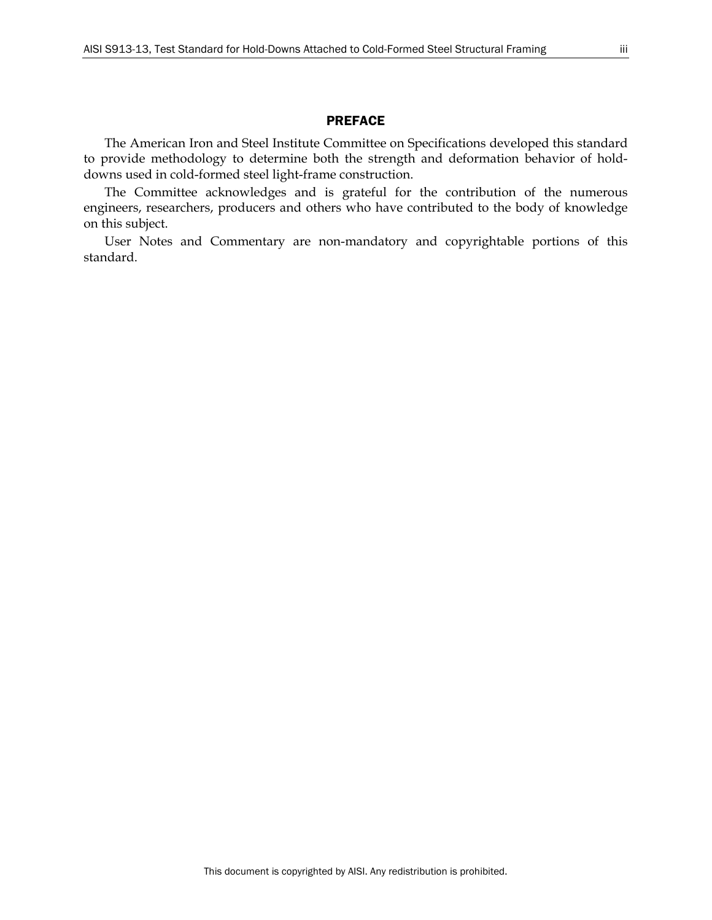## PREFACE

The American Iron and Steel Institute Committee on Specifications developed this standard to provide methodology to determine both the strength and deformation behavior of hold-downs used in cold-formed steel light-frame construction.

The Committee acknowledges and is grateful for the contribution of the numerous engineers, researchers, producers and others who have contributed to the body of knowledge on this subject.

User Notes and Commentary are non-mandatory and copyrightable portions of this standard.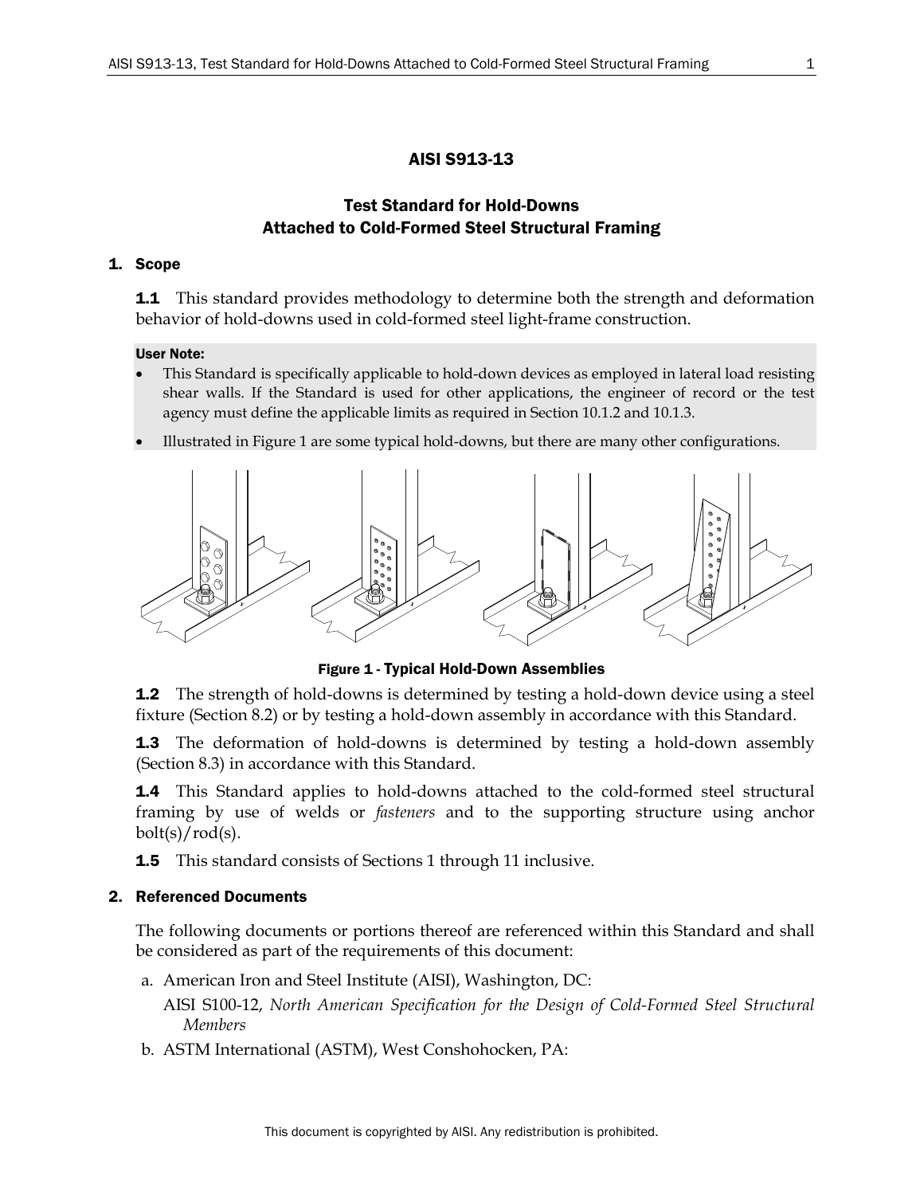# AISI S913-13

## Test Standard for Hold-Downs Attached to Cold-Formed Steel Structural Framing

### 1. Scope

**1.1** This standard provides methodology to determine both the strength and deformation behavior of hold-downs used in cold-formed steel light-frame construction.

**User Note:**

- This Standard is specifically applicable to hold-down devices as employed in lateral load resisting shear walls. If the Standard is used for other applications, the engineer of record or the test agency must define the applicable limits as required in Section 10.1.2 and 10.1.3.
- Illustrated in Figure 1 are some typical hold-downs, but there are many other configurations.

**Figure 1 - Typical Hold-Down Assemblies**

**1.2** The strength of hold-downs is determined by testing a hold-down device using a steel fixture (Section 8.2) or by testing a hold-down assembly in accordance with this Standard.

**1.3** The deformation of hold-downs is determined by testing a hold-down assembly (Section 8.3) in accordance with this Standard.

**1.4** This Standard applies to hold-downs attached to the cold-formed steel structural framing by use of welds or *fasteners* and to the supporting structure using anchor bolt(s)/rod(s).

**1.5** This standard consists of Sections 1 through 11 inclusive.

### 2. Referenced Documents

The following documents or portions thereof are referenced within this Standard and shall be considered as part of the requirements of this document:

a. American Iron and Steel Institute (AISI), Washington, DC:

   AISI S100-12, *North American Specification for the Design of Cold-Formed Steel Structural Members*

b. ASTM International (ASTM), West Conshohocken, PA: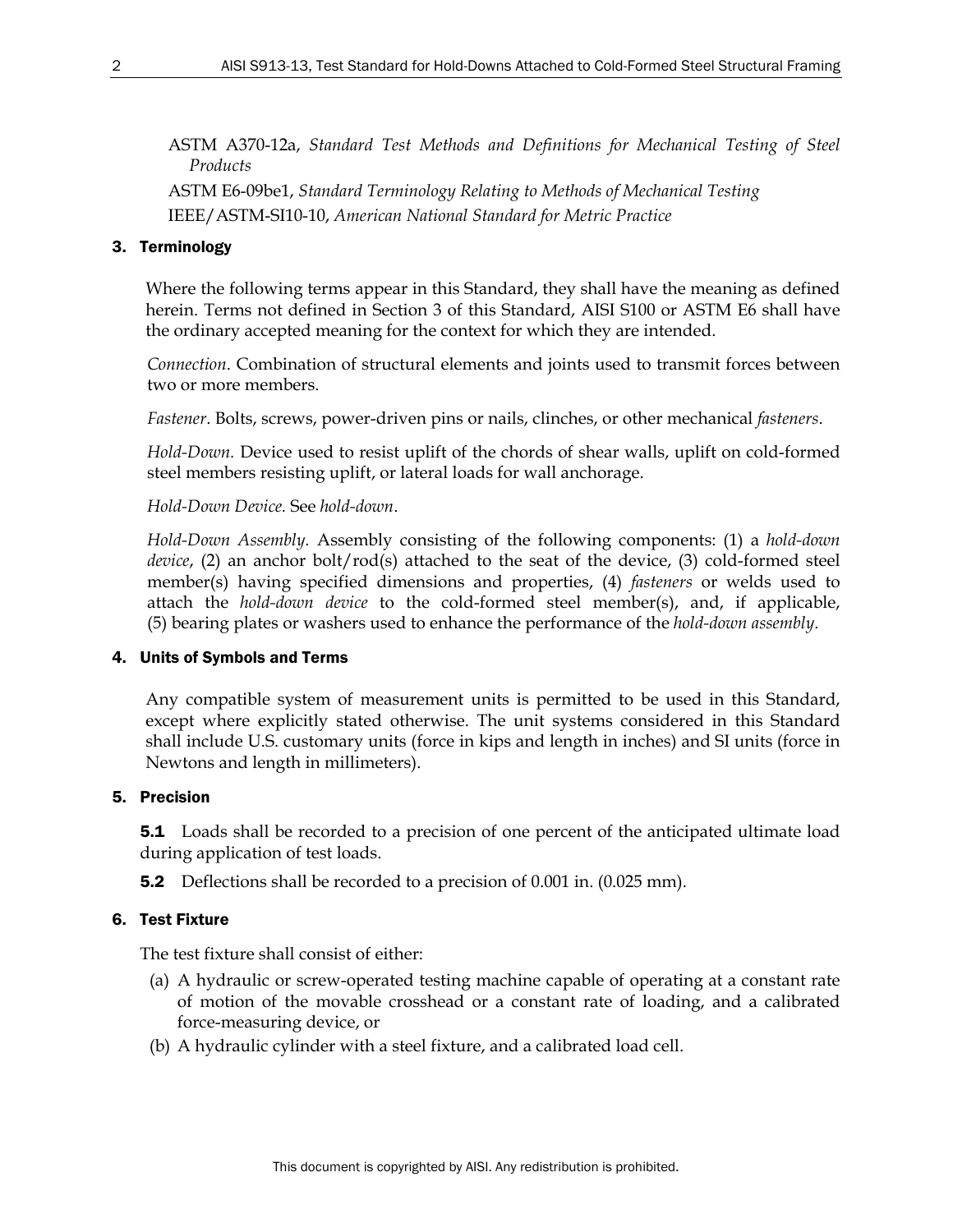ASTM A370-12a, *Standard Test Methods and Definitions for Mechanical Testing of Steel Products*

ASTM E6-09be1, *Standard Terminology Relating to Methods of Mechanical Testing*

IEEE/ASTM-SI10-10, *American National Standard for Metric Practice*

## 3. Terminology

Where the following terms appear in this Standard, they shall have the meaning as defined herein. Terms not defined in Section 3 of this Standard, AISI S100 or ASTM E6 shall have the ordinary accepted meaning for the context for which they are intended.

*Connection*. Combination of structural elements and joints used to transmit forces between two or more members.

*Fastener*. Bolts, screws, power-driven pins or nails, clinches, or other mechanical *fasteners*.

*Hold-Down.* Device used to resist uplift of the chords of shear walls, uplift on cold-formed steel members resisting uplift, or lateral loads for wall anchorage.

*Hold-Down Device.* See *hold-down*.

*Hold-Down Assembly.* Assembly consisting of the following components: (1) a *hold-down device*, (2) an anchor bolt/rod(s) attached to the seat of the device, (3) cold-formed steel member(s) having specified dimensions and properties, (4) *fasteners* or welds used to attach the *hold-down device* to the cold-formed steel member(s), and, if applicable, (5) bearing plates or washers used to enhance the performance of the *hold-down assembly*.

## 4. Units of Symbols and Terms

Any compatible system of measurement units is permitted to be used in this Standard, except where explicitly stated otherwise. The unit systems considered in this Standard shall include U.S. customary units (force in kips and length in inches) and SI units (force in Newtons and length in millimeters).

## 5. Precision

**5.1** Loads shall be recorded to a precision of one percent of the anticipated ultimate load during application of test loads.

**5.2** Deflections shall be recorded to a precision of 0.001 in. (0.025 mm).

## 6. Test Fixture

The test fixture shall consist of either:

(a) A hydraulic or screw-operated testing machine capable of operating at a constant rate of motion of the movable crosshead or a constant rate of loading, and a calibrated force-measuring device, or

(b) A hydraulic cylinder with a steel fixture, and a calibrated load cell.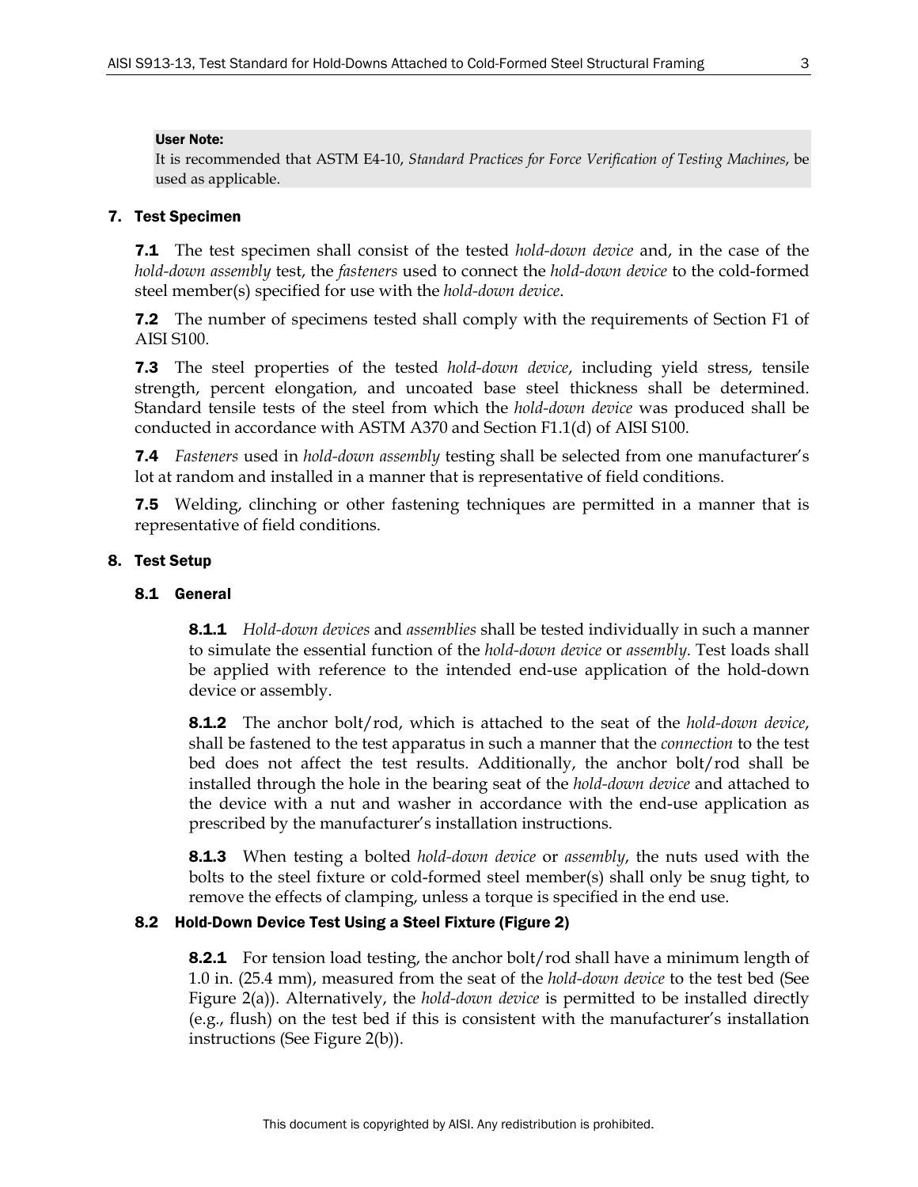**User Note:**

It is recommended that ASTM E4-10, *Standard Practices for Force Verification of Testing Machines*, be used as applicable.

## 7. Test Specimen

**7.1** The test specimen shall consist of the tested *hold-down device* and, in the case of the *hold-down assembly* test, the *fasteners* used to connect the *hold-down device* to the cold-formed steel member(s) specified for use with the *hold-down device*.

**7.2** The number of specimens tested shall comply with the requirements of Section F1 of AISI S100.

**7.3** The steel properties of the tested *hold-down device*, including yield stress, tensile strength, percent elongation, and uncoated base steel thickness shall be determined. Standard tensile tests of the steel from which the *hold-down device* was produced shall be conducted in accordance with ASTM A370 and Section F1.1(d) of AISI S100.

**7.4** *Fasteners* used in *hold-down assembly* testing shall be selected from one manufacturer's lot at random and installed in a manner that is representative of field conditions.

**7.5** Welding, clinching or other fastening techniques are permitted in a manner that is representative of field conditions.

## 8. Test Setup

### 8.1 General

**8.1.1** *Hold-down devices* and *assemblies* shall be tested individually in such a manner to simulate the essential function of the *hold-down device* or *assembly*. Test loads shall be applied with reference to the intended end-use application of the hold-down device or assembly.

**8.1.2** The anchor bolt/rod, which is attached to the seat of the *hold-down device*, shall be fastened to the test apparatus in such a manner that the *connection* to the test bed does not affect the test results. Additionally, the anchor bolt/rod shall be installed through the hole in the bearing seat of the *hold-down device* and attached to the device with a nut and washer in accordance with the end-use application as prescribed by the manufacturer's installation instructions.

**8.1.3** When testing a bolted *hold-down device* or *assembly*, the nuts used with the bolts to the steel fixture or cold-formed steel member(s) shall only be snug tight, to remove the effects of clamping, unless a torque is specified in the end use.

### 8.2 Hold-Down Device Test Using a Steel Fixture (Figure 2)

**8.2.1** For tension load testing, the anchor bolt/rod shall have a minimum length of 1.0 in. (25.4 mm), measured from the seat of the *hold-down device* to the test bed (See Figure 2(a)). Alternatively, the *hold-down device* is permitted to be installed directly (e.g., flush) on the test bed if this is consistent with the manufacturer's installation instructions (See Figure 2(b)).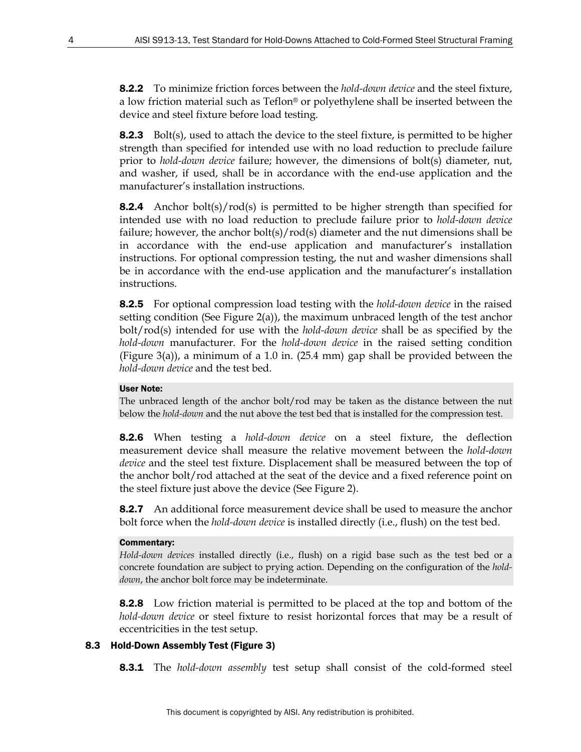**8.2.2** To minimize friction forces between the *hold-down device* and the steel fixture, a low friction material such as Teflon® or polyethylene shall be inserted between the device and steel fixture before load testing.

**8.2.3** Bolt(s), used to attach the device to the steel fixture, is permitted to be higher strength than specified for intended use with no load reduction to preclude failure prior to *hold-down device* failure; however, the dimensions of bolt(s) diameter, nut, and washer, if used, shall be in accordance with the end-use application and the manufacturer's installation instructions.

**8.2.4** Anchor bolt(s)/rod(s) is permitted to be higher strength than specified for intended use with no load reduction to preclude failure prior to *hold-down device* failure; however, the anchor bolt(s)/rod(s) diameter and the nut dimensions shall be in accordance with the end-use application and manufacturer's installation instructions. For optional compression testing, the nut and washer dimensions shall be in accordance with the end-use application and the manufacturer's installation instructions.

**8.2.5** For optional compression load testing with the *hold-down device* in the raised setting condition (See Figure 2(a)), the maximum unbraced length of the test anchor bolt/rod(s) intended for use with the *hold-down device* shall be as specified by the *hold-down* manufacturer. For the *hold-down device* in the raised setting condition (Figure 3(a)), a minimum of a 1.0 in. (25.4 mm) gap shall be provided between the *hold-down device* and the test bed.

**User Note:**

The unbraced length of the anchor bolt/rod may be taken as the distance between the nut below the *hold-down* and the nut above the test bed that is installed for the compression test.

**8.2.6** When testing a *hold-down device* on a steel fixture, the deflection measurement device shall measure the relative movement between the *hold-down device* and the steel test fixture. Displacement shall be measured between the top of the anchor bolt/rod attached at the seat of the device and a fixed reference point on the steel fixture just above the device (See Figure 2).

**8.2.7** An additional force measurement device shall be used to measure the anchor bolt force when the *hold-down device* is installed directly (i.e., flush) on the test bed.

**Commentary:**

*Hold-down devices* installed directly (i.e., flush) on a rigid base such as the test bed or a concrete foundation are subject to prying action. Depending on the configuration of the *hold-down*, the anchor bolt force may be indeterminate.

**8.2.8** Low friction material is permitted to be placed at the top and bottom of the *hold-down device* or steel fixture to resist horizontal forces that may be a result of eccentricities in the test setup.

### 8.3 Hold-Down Assembly Test (Figure 3)

**8.3.1** The *hold-down assembly* test setup shall consist of the cold-formed steel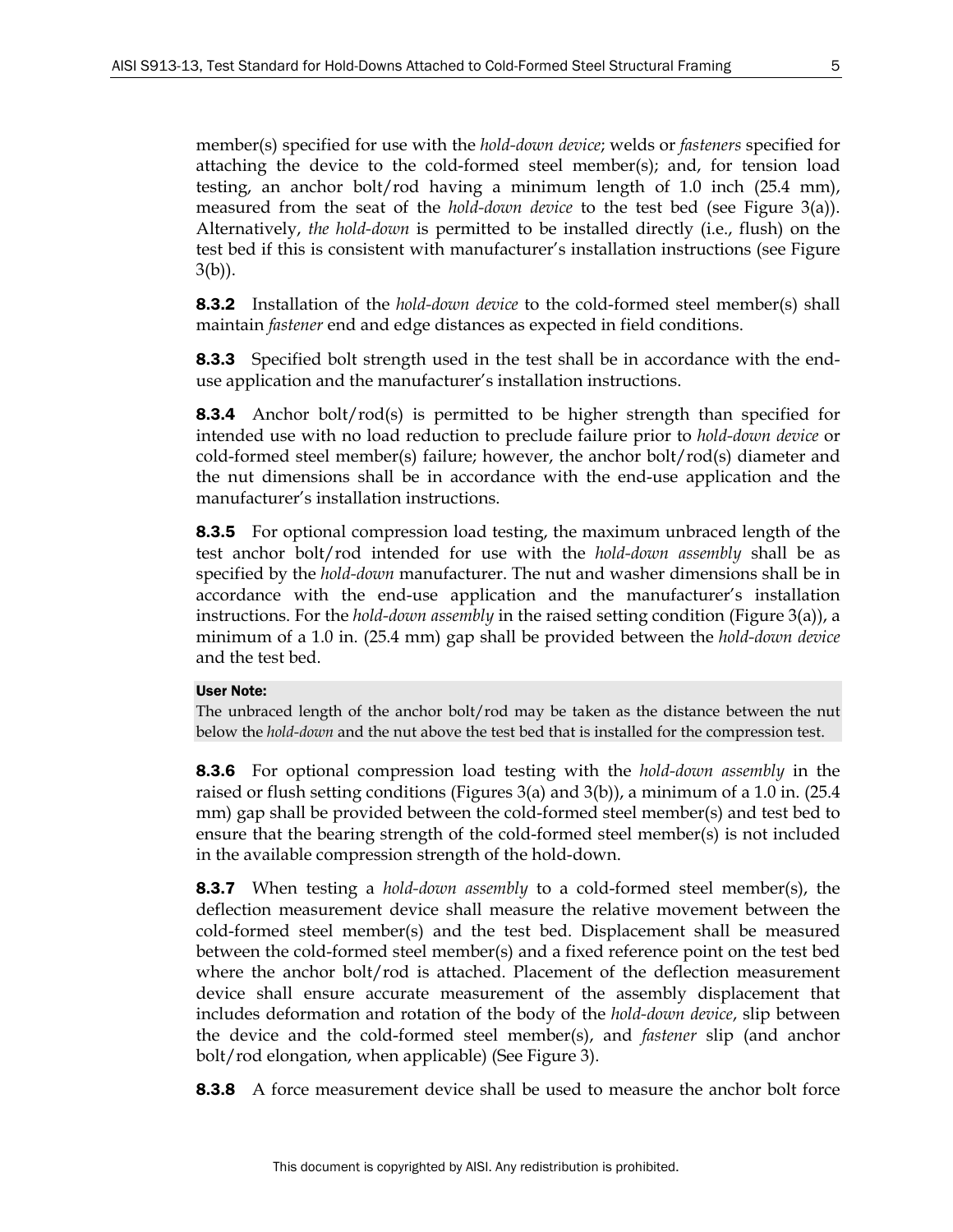member(s) specified for use with the *hold-down device*; welds or *fasteners* specified for attaching the device to the cold-formed steel member(s); and, for tension load testing, an anchor bolt/rod having a minimum length of 1.0 inch (25.4 mm), measured from the seat of the *hold-down device* to the test bed (see Figure 3(a)). Alternatively, *the hold-down* is permitted to be installed directly (i.e., flush) on the test bed if this is consistent with manufacturer's installation instructions (see Figure 3(b)).

**8.3.2** Installation of the *hold-down device* to the cold-formed steel member(s) shall maintain *fastener* end and edge distances as expected in field conditions.

**8.3.3** Specified bolt strength used in the test shall be in accordance with the end-use application and the manufacturer's installation instructions.

**8.3.4** Anchor bolt/rod(s) is permitted to be higher strength than specified for intended use with no load reduction to preclude failure prior to *hold-down device* or cold-formed steel member(s) failure; however, the anchor bolt/rod(s) diameter and the nut dimensions shall be in accordance with the end-use application and the manufacturer's installation instructions.

**8.3.5** For optional compression load testing, the maximum unbraced length of the test anchor bolt/rod intended for use with the *hold-down assembly* shall be as specified by the *hold-down* manufacturer. The nut and washer dimensions shall be in accordance with the end-use application and the manufacturer's installation instructions. For the *hold-down assembly* in the raised setting condition (Figure 3(a)), a minimum of a 1.0 in. (25.4 mm) gap shall be provided between the *hold-down device* and the test bed.

**User Note:**
The unbraced length of the anchor bolt/rod may be taken as the distance between the nut below the *hold-down* and the nut above the test bed that is installed for the compression test.

**8.3.6** For optional compression load testing with the *hold-down assembly* in the raised or flush setting conditions (Figures 3(a) and 3(b)), a minimum of a 1.0 in. (25.4 mm) gap shall be provided between the cold-formed steel member(s) and test bed to ensure that the bearing strength of the cold-formed steel member(s) is not included in the available compression strength of the hold-down.

**8.3.7** When testing a *hold-down assembly* to a cold-formed steel member(s), the deflection measurement device shall measure the relative movement between the cold-formed steel member(s) and the test bed. Displacement shall be measured between the cold-formed steel member(s) and a fixed reference point on the test bed where the anchor bolt/rod is attached. Placement of the deflection measurement device shall ensure accurate measurement of the assembly displacement that includes deformation and rotation of the body of the *hold-down device*, slip between the device and the cold-formed steel member(s), and *fastener* slip (and anchor bolt/rod elongation, when applicable) (See Figure 3).

**8.3.8** A force measurement device shall be used to measure the anchor bolt force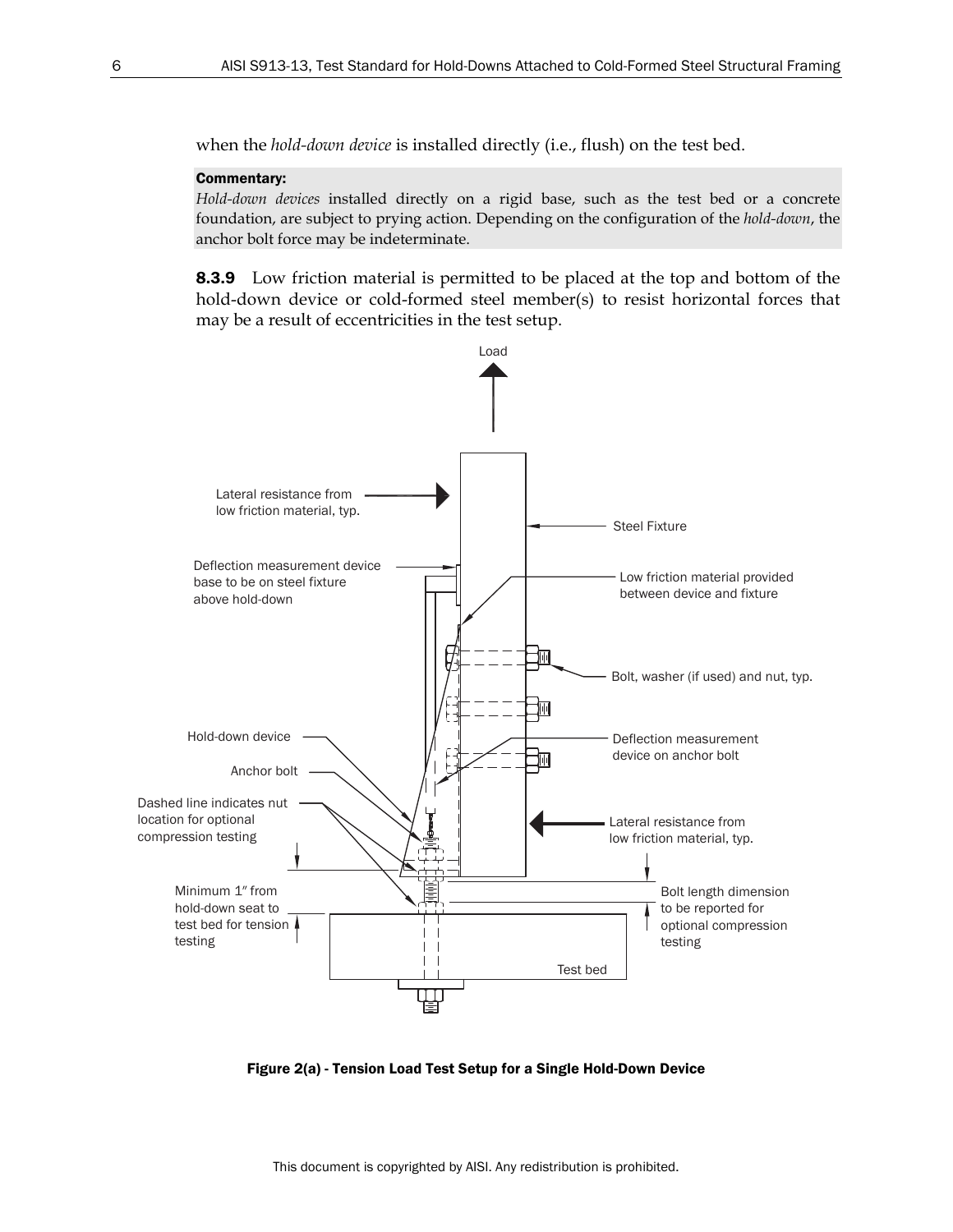when the *hold-down device* is installed directly (i.e., flush) on the test bed.

**Commentary:**

*Hold-down devices* installed directly on a rigid base, such as the test bed or a concrete foundation, are subject to prying action. Depending on the configuration of the *hold-down*, the anchor bolt force may be indeterminate.

**8.3.9** Low friction material is permitted to be placed at the top and bottom of the hold-down device or cold-formed steel member(s) to resist horizontal forces that may be a result of eccentricities in the test setup.

**Figure 2(a) - Tension Load Test Setup for a Single Hold-Down Device**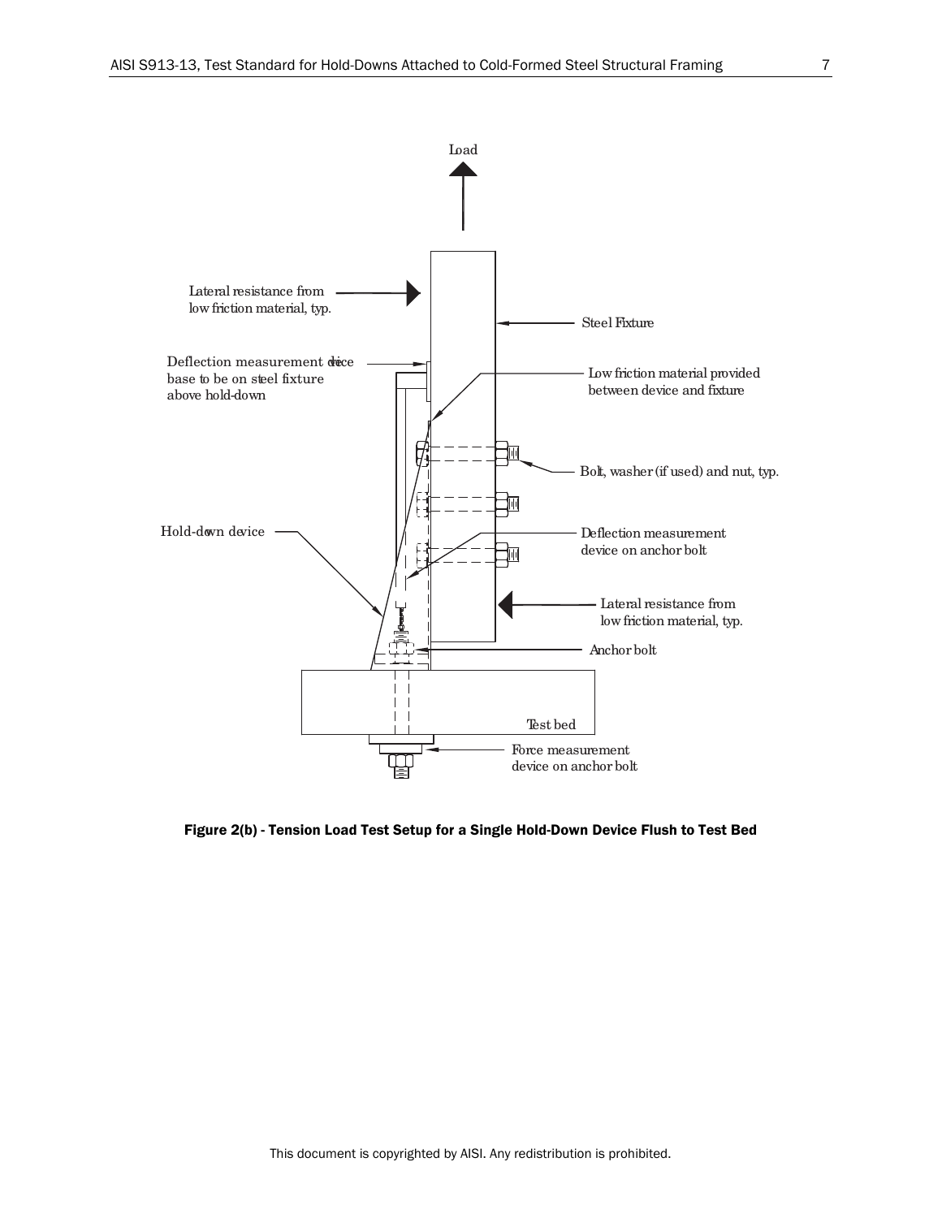**Figure 2(b) - Tension Load Test Setup for a Single Hold-Down Device Flush to Test Bed**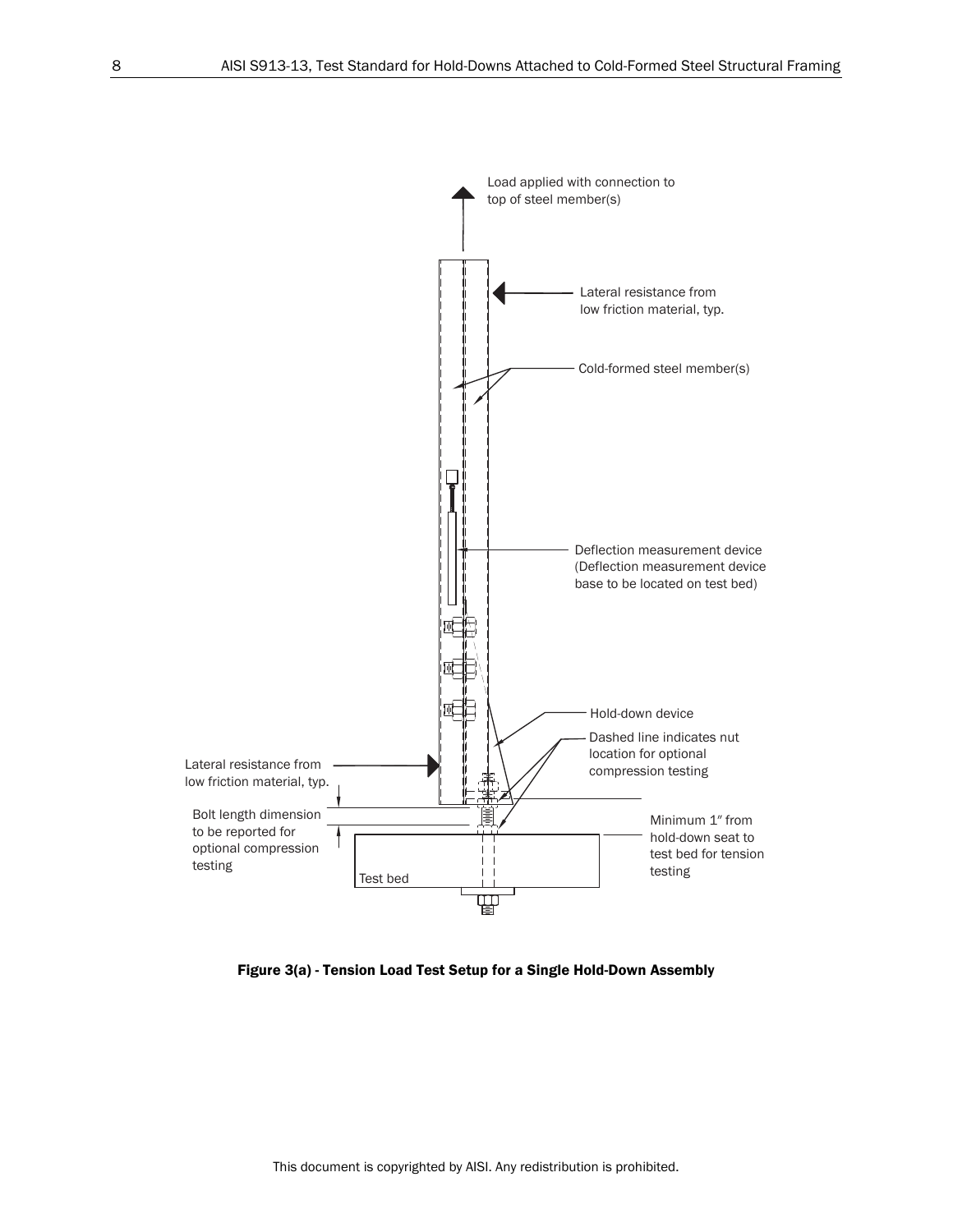Load applied with connection to top of steel member(s)

Lateral resistance from low friction material, typ.

Cold-formed steel member(s)

Deflection measurement device (Deflection measurement device base to be located on test bed)

Hold-down device

Dashed line indicates nut location for optional compression testing

Lateral resistance from low friction material, typ.

Bolt length dimension to be reported for optional compression testing

Minimum 1″ from hold-down seat to test bed for tension testing

Test bed

**Figure 3(a) - Tension Load Test Setup for a Single Hold-Down Assembly**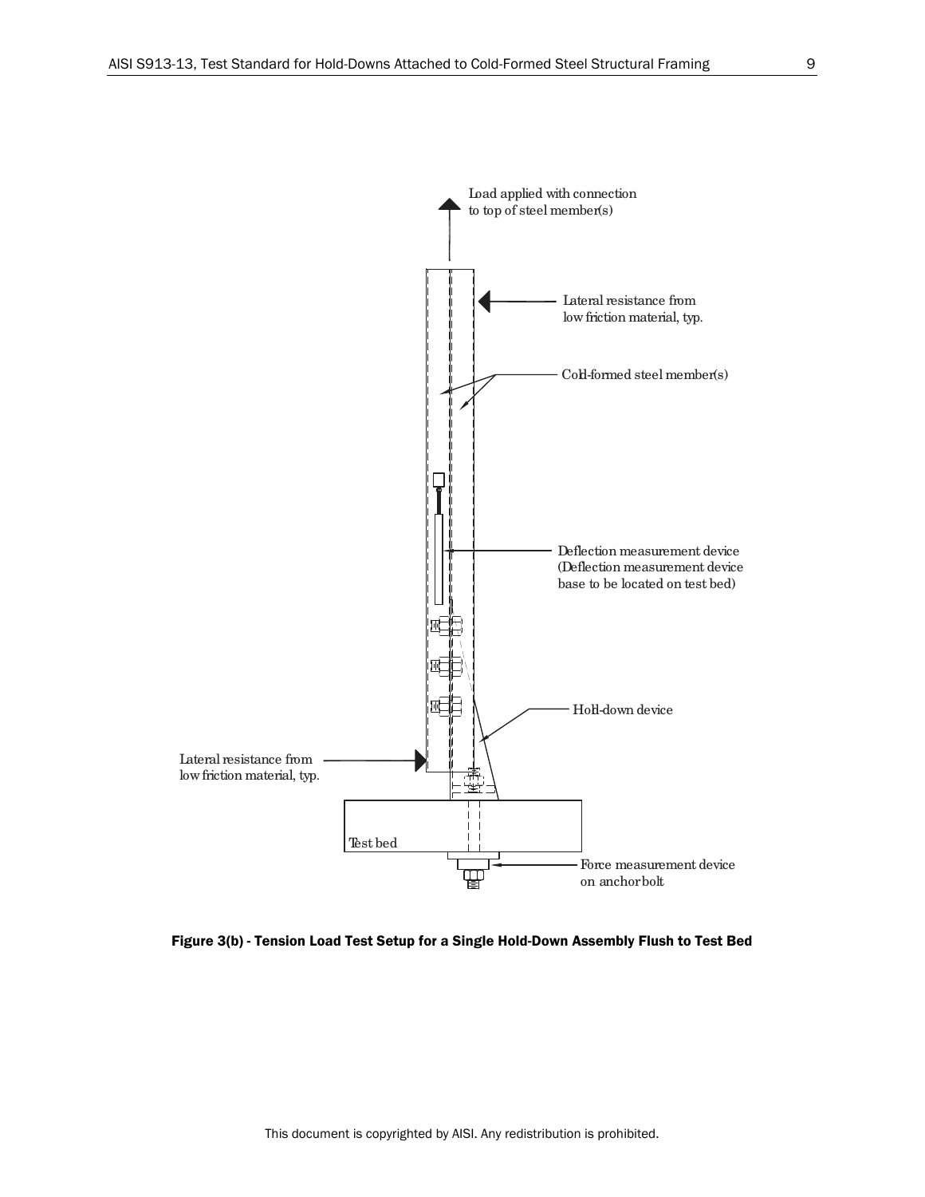Load applied with connection to top of steel member(s)

Lateral resistance from low friction material, typ.

Cold-formed steel member(s)

Deflection measurement device (Deflection measurement device base to be located on test bed)

Hold-down device

Lateral resistance from low friction material, typ.

Test bed

Force measurement device on anchor bolt

**Figure 3(b) - Tension Load Test Setup for a Single Hold-Down Assembly Flush to Test Bed**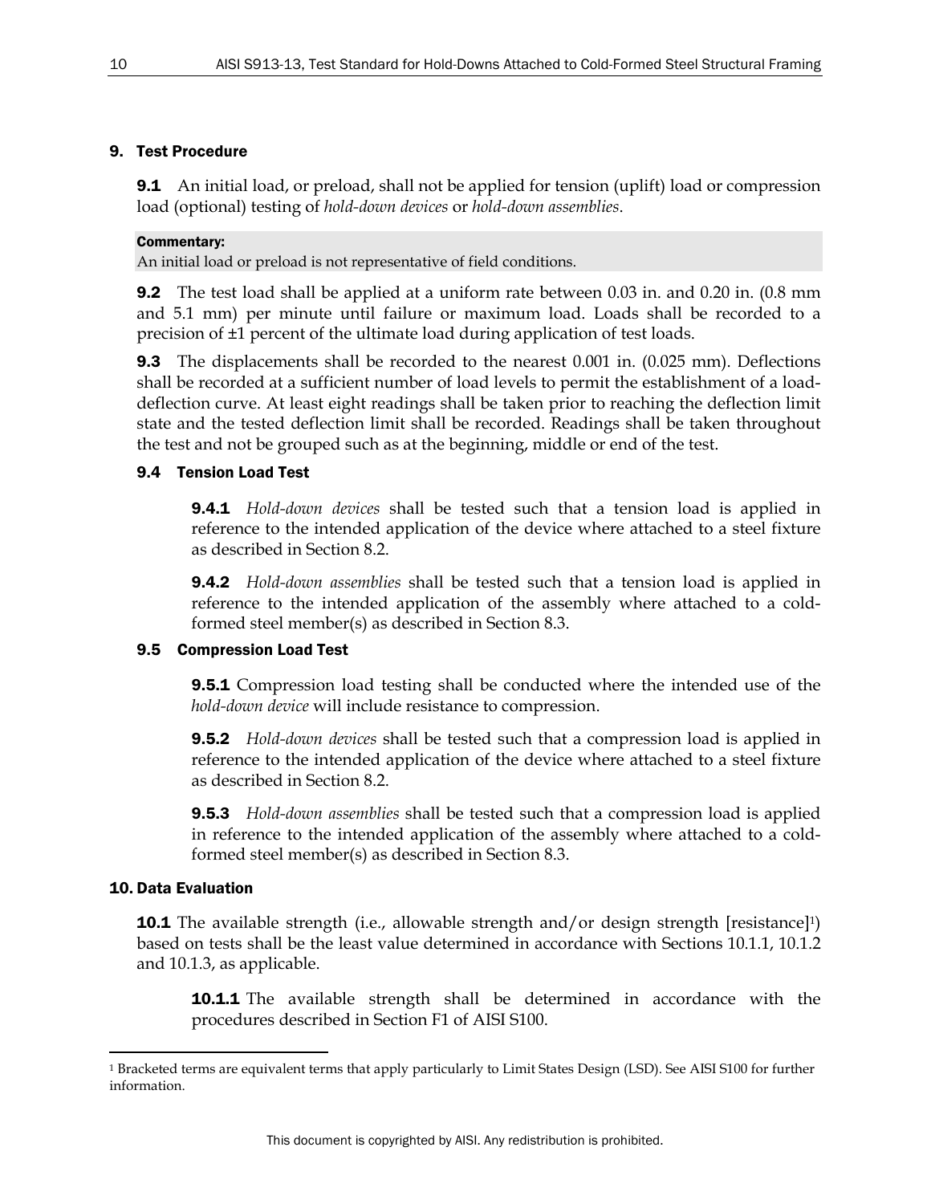## 9. Test Procedure

**9.1** An initial load, or preload, shall not be applied for tension (uplift) load or compression load (optional) testing of *hold-down devices* or *hold-down assemblies*.

**Commentary:**
An initial load or preload is not representative of field conditions.

**9.2** The test load shall be applied at a uniform rate between 0.03 in. and 0.20 in. (0.8 mm and 5.1 mm) per minute until failure or maximum load. Loads shall be recorded to a precision of ±1 percent of the ultimate load during application of test loads.

**9.3** The displacements shall be recorded to the nearest 0.001 in. (0.025 mm). Deflections shall be recorded at a sufficient number of load levels to permit the establishment of a load-deflection curve. At least eight readings shall be taken prior to reaching the deflection limit state and the tested deflection limit shall be recorded. Readings shall be taken throughout the test and not be grouped such as at the beginning, middle or end of the test.

### 9.4 Tension Load Test

**9.4.1** *Hold-down devices* shall be tested such that a tension load is applied in reference to the intended application of the device where attached to a steel fixture as described in Section 8.2.

**9.4.2** *Hold-down assemblies* shall be tested such that a tension load is applied in reference to the intended application of the assembly where attached to a cold-formed steel member(s) as described in Section 8.3.

### 9.5 Compression Load Test

**9.5.1** Compression load testing shall be conducted where the intended use of the *hold-down device* will include resistance to compression.

**9.5.2** *Hold-down devices* shall be tested such that a compression load is applied in reference to the intended application of the device where attached to a steel fixture as described in Section 8.2.

**9.5.3** *Hold-down assemblies* shall be tested such that a compression load is applied in reference to the intended application of the assembly where attached to a cold-formed steel member(s) as described in Section 8.3.

## 10. Data Evaluation

**10.1** The available strength (i.e., allowable strength and/or design strength [resistance][1]) based on tests shall be the least value determined in accordance with Sections 10.1.1, 10.1.2 and 10.1.3, as applicable.

**10.1.1** The available strength shall be determined in accordance with the procedures described in Section F1 of AISI S100.

---

[1] Bracketed terms are equivalent terms that apply particularly to Limit States Design (LSD). See AISI S100 for further information.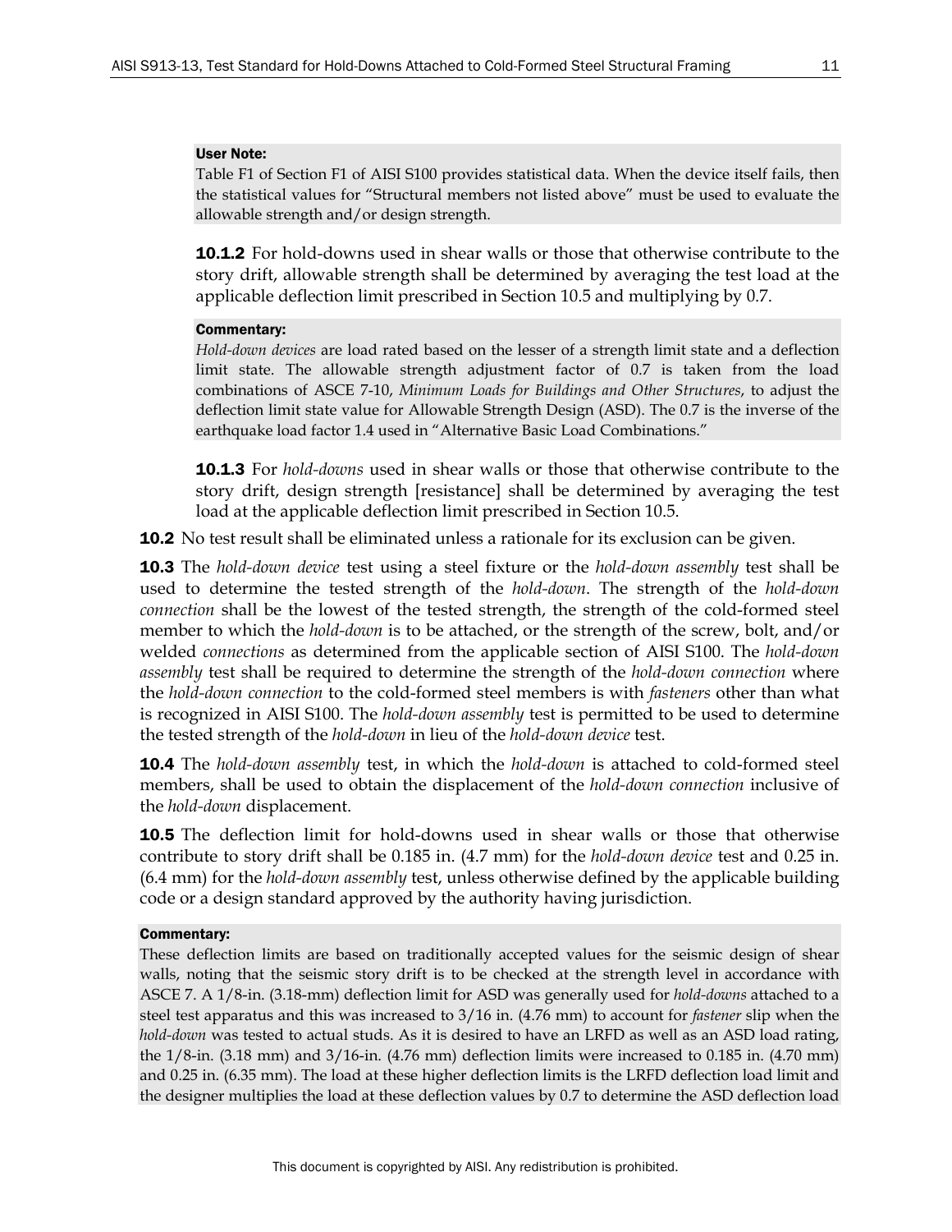**User Note:**

Table F1 of Section F1 of AISI S100 provides statistical data. When the device itself fails, then the statistical values for "Structural members not listed above" must be used to evaluate the allowable strength and/or design strength.

**10.1.2** For hold-downs used in shear walls or those that otherwise contribute to the story drift, allowable strength shall be determined by averaging the test load at the applicable deflection limit prescribed in Section 10.5 and multiplying by 0.7.

**Commentary:**

*Hold-down devices* are load rated based on the lesser of a strength limit state and a deflection limit state. The allowable strength adjustment factor of 0.7 is taken from the load combinations of ASCE 7-10, *Minimum Loads for Buildings and Other Structures*, to adjust the deflection limit state value for Allowable Strength Design (ASD). The 0.7 is the inverse of the earthquake load factor 1.4 used in "Alternative Basic Load Combinations."

**10.1.3** For *hold-downs* used in shear walls or those that otherwise contribute to the story drift, design strength [resistance] shall be determined by averaging the test load at the applicable deflection limit prescribed in Section 10.5.

**10.2** No test result shall be eliminated unless a rationale for its exclusion can be given.

**10.3** The *hold-down device* test using a steel fixture or the *hold-down assembly* test shall be used to determine the tested strength of the *hold-down*. The strength of the *hold-down connection* shall be the lowest of the tested strength, the strength of the cold-formed steel member to which the *hold-down* is to be attached, or the strength of the screw, bolt, and/or welded *connections* as determined from the applicable section of AISI S100. The *hold-down assembly* test shall be required to determine the strength of the *hold-down connection* where the *hold-down connection* to the cold-formed steel members is with *fasteners* other than what is recognized in AISI S100. The *hold-down assembly* test is permitted to be used to determine the tested strength of the *hold-down* in lieu of the *hold-down device* test.

**10.4** The *hold-down assembly* test, in which the *hold-down* is attached to cold-formed steel members, shall be used to obtain the displacement of the *hold-down connection* inclusive of the *hold-down* displacement.

**10.5** The deflection limit for hold-downs used in shear walls or those that otherwise contribute to story drift shall be 0.185 in. (4.7 mm) for the *hold-down device* test and 0.25 in. (6.4 mm) for the *hold-down assembly* test, unless otherwise defined by the applicable building code or a design standard approved by the authority having jurisdiction.

**Commentary:**

These deflection limits are based on traditionally accepted values for the seismic design of shear walls, noting that the seismic story drift is to be checked at the strength level in accordance with ASCE 7. A 1/8-in. (3.18-mm) deflection limit for ASD was generally used for *hold-downs* attached to a steel test apparatus and this was increased to 3/16 in. (4.76 mm) to account for *fastener* slip when the *hold-down* was tested to actual studs. As it is desired to have an LRFD as well as an ASD load rating, the 1/8-in. (3.18 mm) and 3/16-in. (4.76 mm) deflection limits were increased to 0.185 in. (4.70 mm) and 0.25 in. (6.35 mm). The load at these higher deflection limits is the LRFD deflection load limit and the designer multiplies the load at these deflection values by 0.7 to determine the ASD deflection load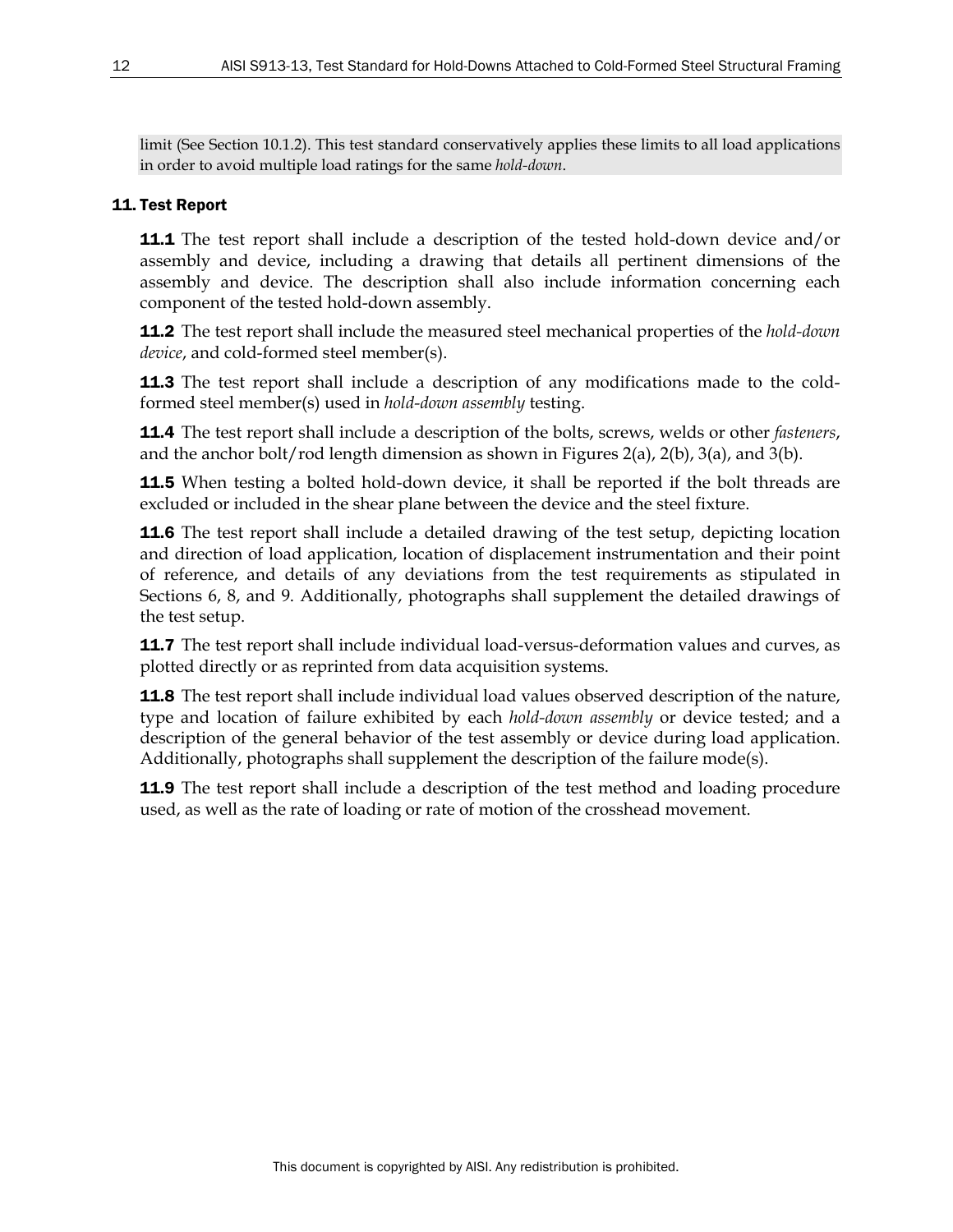limit (See Section 10.1.2). This test standard conservatively applies these limits to all load applications in order to avoid multiple load ratings for the same *hold-down*.

## 11. Test Report

**11.1** The test report shall include a description of the tested hold-down device and/or assembly and device, including a drawing that details all pertinent dimensions of the assembly and device. The description shall also include information concerning each component of the tested hold-down assembly.

**11.2** The test report shall include the measured steel mechanical properties of the *hold-down device*, and cold-formed steel member(s).

**11.3** The test report shall include a description of any modifications made to the cold-formed steel member(s) used in *hold-down assembly* testing.

**11.4** The test report shall include a description of the bolts, screws, welds or other *fasteners*, and the anchor bolt/rod length dimension as shown in Figures 2(a), 2(b), 3(a), and 3(b).

**11.5** When testing a bolted hold-down device, it shall be reported if the bolt threads are excluded or included in the shear plane between the device and the steel fixture.

**11.6** The test report shall include a detailed drawing of the test setup, depicting location and direction of load application, location of displacement instrumentation and their point of reference, and details of any deviations from the test requirements as stipulated in Sections 6, 8, and 9. Additionally, photographs shall supplement the detailed drawings of the test setup.

**11.7** The test report shall include individual load-versus-deformation values and curves, as plotted directly or as reprinted from data acquisition systems.

**11.8** The test report shall include individual load values observed description of the nature, type and location of failure exhibited by each *hold-down assembly* or device tested; and a description of the general behavior of the test assembly or device during load application. Additionally, photographs shall supplement the description of the failure mode(s).

**11.9** The test report shall include a description of the test method and loading procedure used, as well as the rate of loading or rate of motion of the crosshead movement.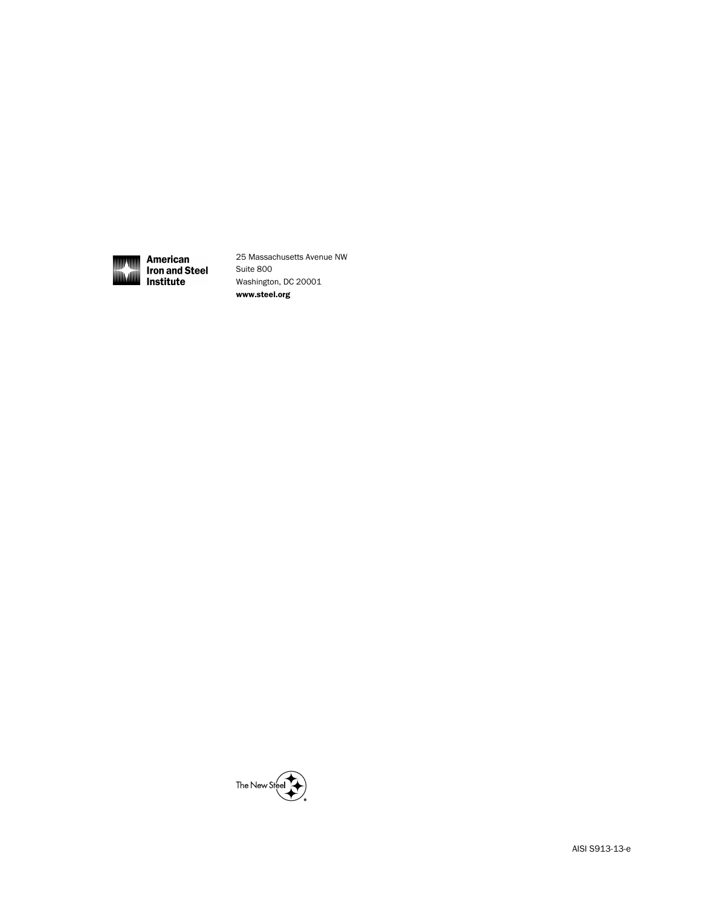American Iron and Steel Institute

25 Massachusetts Avenue NW
Suite 800
Washington, DC 20001
**www.steel.org**

The New Steel

AISI S913-13-e